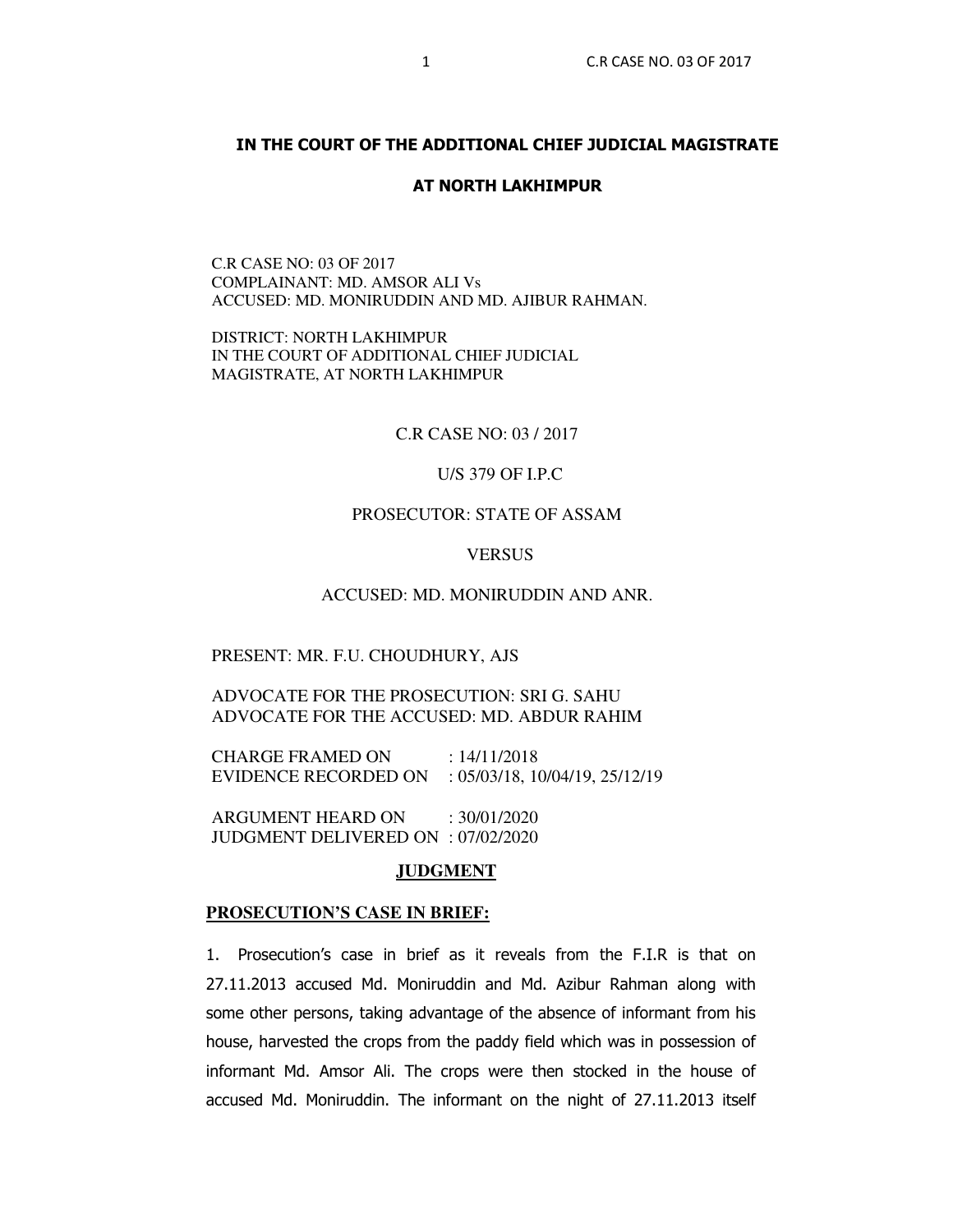## IN THE COURT OF THE ADDITIONAL CHIEF JUDICIAL MAGISTRATE

## AT NORTH LAKHIMPUR

C.R CASE NO: 03 OF 2017
COMPLAINANT: MD. AMSOR ALI Vs
ACCUSED: MD. MONIRUDDIN AND MD. AJIBUR RAHMAN.

DISTRICT: NORTH LAKHIMPUR
IN THE COURT OF ADDITIONAL CHIEF JUDICIAL MAGISTRATE, AT NORTH LAKHIMPUR

C.R CASE NO: 03 / 2017

U/S 379 OF I.P.C

PROSECUTOR: STATE OF ASSAM

VERSUS

ACCUSED: MD. MONIRUDDIN AND ANR.

PRESENT: MR. F.U. CHOUDHURY, AJS

ADVOCATE FOR THE PROSECUTION: SRI G. SAHU
ADVOCATE FOR THE ACCUSED: MD. ABDUR RAHIM

CHARGE FRAMED ON : 14/11/2018
EVIDENCE RECORDED ON : 05/03/18, 10/04/19, 25/12/19

ARGUMENT HEARD ON : 30/01/2020
JUDGMENT DELIVERED ON : 07/02/2020

## JUDGMENT

### PROSECUTION'S CASE IN BRIEF:

1. Prosecution's case in brief as it reveals from the F.I.R is that on 27.11.2013 accused Md. Moniruddin and Md. Azibur Rahman along with some other persons, taking advantage of the absence of informant from his house, harvested the crops from the paddy field which was in possession of informant Md. Amsor Ali. The crops were then stocked in the house of accused Md. Moniruddin. The informant on the night of 27.11.2013 itself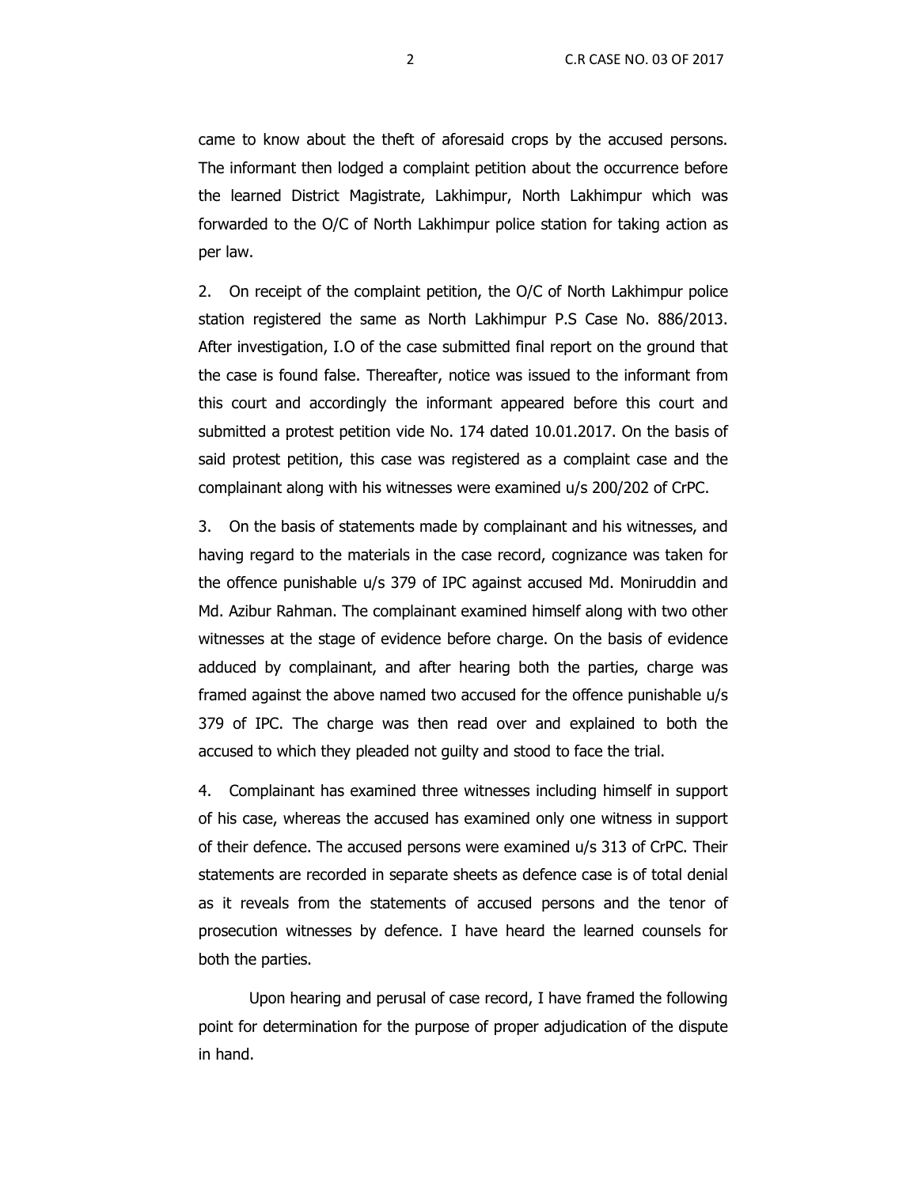came to know about the theft of aforesaid crops by the accused persons. The informant then lodged a complaint petition about the occurrence before the learned District Magistrate, Lakhimpur, North Lakhimpur which was forwarded to the O/C of North Lakhimpur police station for taking action as per law.

2. On receipt of the complaint petition, the O/C of North Lakhimpur police station registered the same as North Lakhimpur P.S Case No. 886/2013. After investigation, I.O of the case submitted final report on the ground that the case is found false. Thereafter, notice was issued to the informant from this court and accordingly the informant appeared before this court and submitted a protest petition vide No. 174 dated 10.01.2017. On the basis of said protest petition, this case was registered as a complaint case and the complainant along with his witnesses were examined u/s 200/202 of CrPC.

3. On the basis of statements made by complainant and his witnesses, and having regard to the materials in the case record, cognizance was taken for the offence punishable u/s 379 of IPC against accused Md. Moniruddin and Md. Azibur Rahman. The complainant examined himself along with two other witnesses at the stage of evidence before charge. On the basis of evidence adduced by complainant, and after hearing both the parties, charge was framed against the above named two accused for the offence punishable u/s 379 of IPC. The charge was then read over and explained to both the accused to which they pleaded not guilty and stood to face the trial.

4. Complainant has examined three witnesses including himself in support of his case, whereas the accused has examined only one witness in support of their defence. The accused persons were examined u/s 313 of CrPC. Their statements are recorded in separate sheets as defence case is of total denial as it reveals from the statements of accused persons and the tenor of prosecution witnesses by defence. I have heard the learned counsels for both the parties.

Upon hearing and perusal of case record, I have framed the following point for determination for the purpose of proper adjudication of the dispute in hand.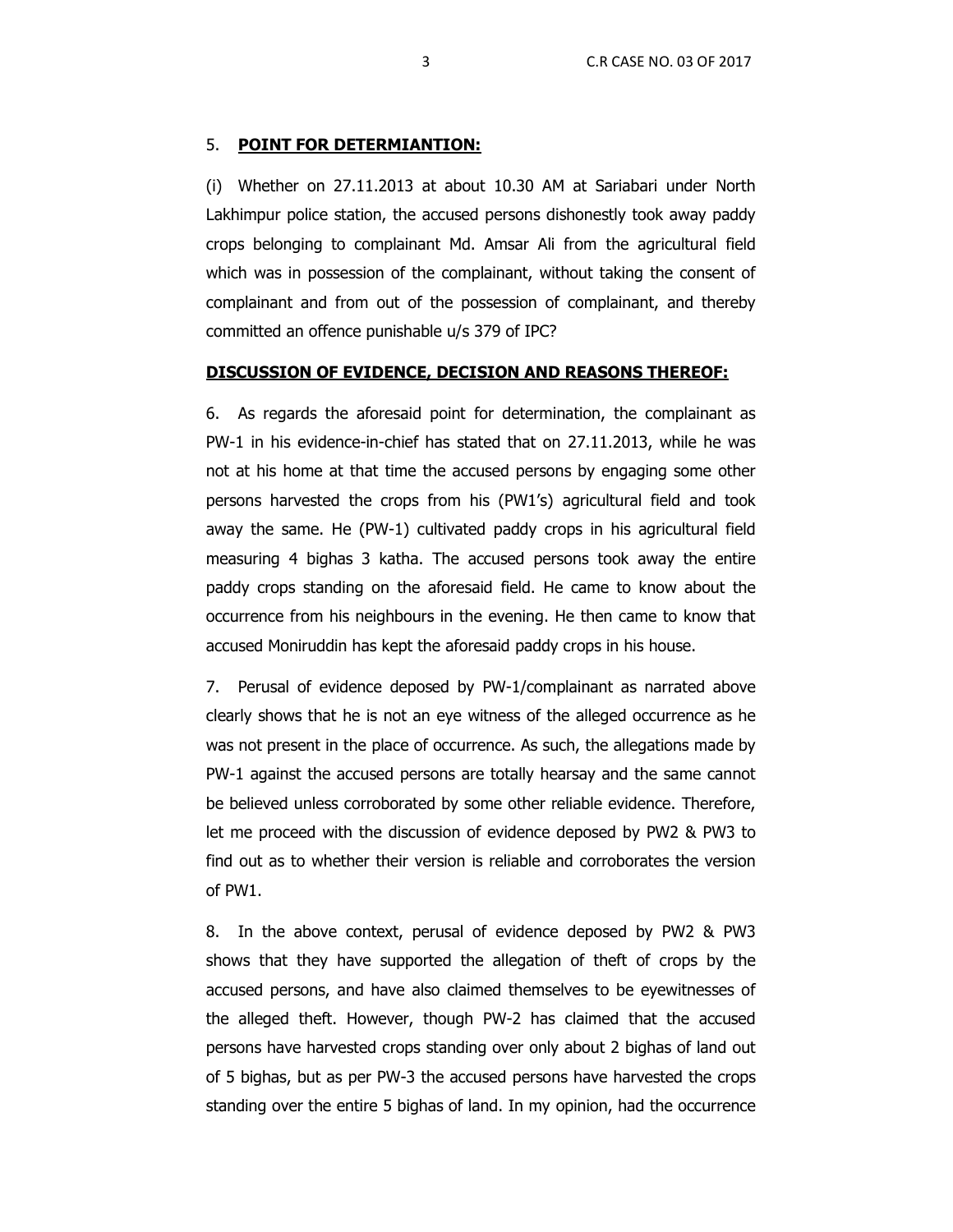5. **POINT FOR DETERMIANTION:**

(i) Whether on 27.11.2013 at about 10.30 AM at Sariabari under North Lakhimpur police station, the accused persons dishonestly took away paddy crops belonging to complainant Md. Amsar Ali from the agricultural field which was in possession of the complainant, without taking the consent of complainant and from out of the possession of complainant, and thereby committed an offence punishable u/s 379 of IPC?

**DISCUSSION OF EVIDENCE, DECISION AND REASONS THEREOF:**

6. As regards the aforesaid point for determination, the complainant as PW-1 in his evidence-in-chief has stated that on 27.11.2013, while he was not at his home at that time the accused persons by engaging some other persons harvested the crops from his (PW1's) agricultural field and took away the same. He (PW-1) cultivated paddy crops in his agricultural field measuring 4 bighas 3 katha. The accused persons took away the entire paddy crops standing on the aforesaid field. He came to know about the occurrence from his neighbours in the evening. He then came to know that accused Moniruddin has kept the aforesaid paddy crops in his house.

7. Perusal of evidence deposed by PW-1/complainant as narrated above clearly shows that he is not an eye witness of the alleged occurrence as he was not present in the place of occurrence. As such, the allegations made by PW-1 against the accused persons are totally hearsay and the same cannot be believed unless corroborated by some other reliable evidence. Therefore, let me proceed with the discussion of evidence deposed by PW2 & PW3 to find out as to whether their version is reliable and corroborates the version of PW1.

8. In the above context, perusal of evidence deposed by PW2 & PW3 shows that they have supported the allegation of theft of crops by the accused persons, and have also claimed themselves to be eyewitnesses of the alleged theft. However, though PW-2 has claimed that the accused persons have harvested crops standing over only about 2 bighas of land out of 5 bighas, but as per PW-3 the accused persons have harvested the crops standing over the entire 5 bighas of land. In my opinion, had the occurrence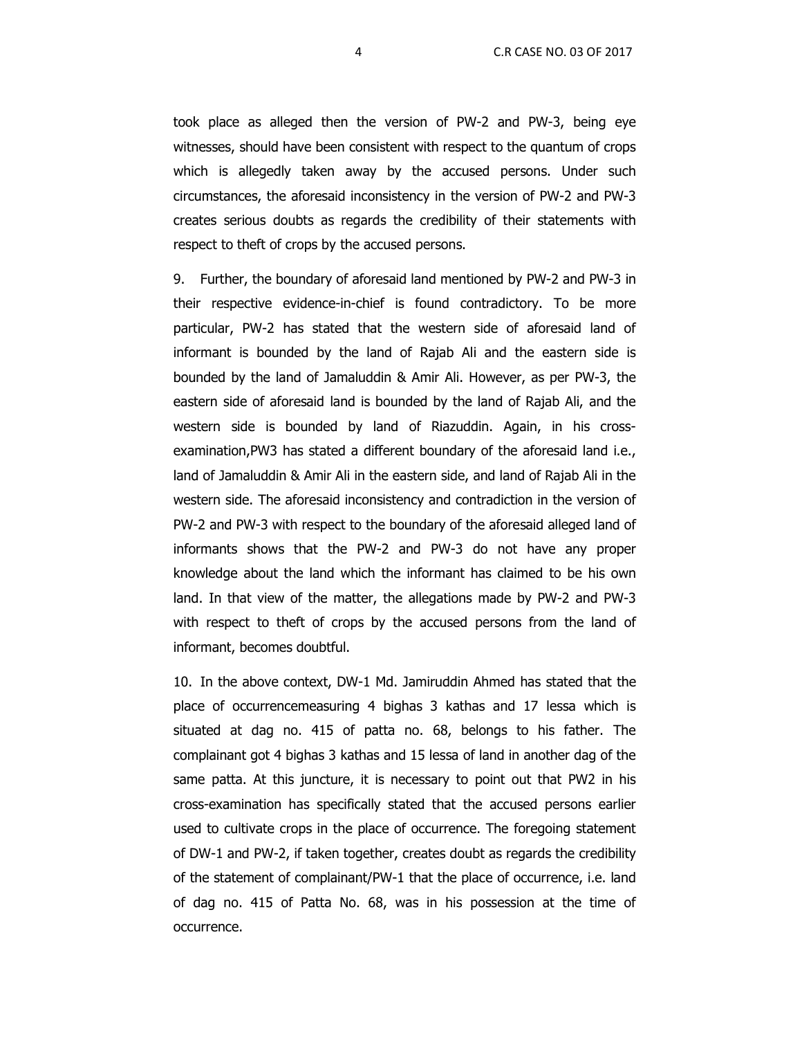took place as alleged then the version of PW-2 and PW-3, being eye witnesses, should have been consistent with respect to the quantum of crops which is allegedly taken away by the accused persons. Under such circumstances, the aforesaid inconsistency in the version of PW-2 and PW-3 creates serious doubts as regards the credibility of their statements with respect to theft of crops by the accused persons.

9. Further, the boundary of aforesaid land mentioned by PW-2 and PW-3 in their respective evidence-in-chief is found contradictory. To be more particular, PW-2 has stated that the western side of aforesaid land of informant is bounded by the land of Rajab Ali and the eastern side is bounded by the land of Jamaluddin & Amir Ali. However, as per PW-3, the eastern side of aforesaid land is bounded by the land of Rajab Ali, and the western side is bounded by land of Riazuddin. Again, in his cross-examination,PW3 has stated a different boundary of the aforesaid land i.e., land of Jamaluddin & Amir Ali in the eastern side, and land of Rajab Ali in the western side. The aforesaid inconsistency and contradiction in the version of PW-2 and PW-3 with respect to the boundary of the aforesaid alleged land of informants shows that the PW-2 and PW-3 do not have any proper knowledge about the land which the informant has claimed to be his own land. In that view of the matter, the allegations made by PW-2 and PW-3 with respect to theft of crops by the accused persons from the land of informant, becomes doubtful.

10. In the above context, DW-1 Md. Jamiruddin Ahmed has stated that the place of occurrencemeasuring 4 bighas 3 kathas and 17 lessa which is situated at dag no. 415 of patta no. 68, belongs to his father. The complainant got 4 bighas 3 kathas and 15 lessa of land in another dag of the same patta. At this juncture, it is necessary to point out that PW2 in his cross-examination has specifically stated that the accused persons earlier used to cultivate crops in the place of occurrence. The foregoing statement of DW-1 and PW-2, if taken together, creates doubt as regards the credibility of the statement of complainant/PW-1 that the place of occurrence, i.e. land of dag no. 415 of Patta No. 68, was in his possession at the time of occurrence.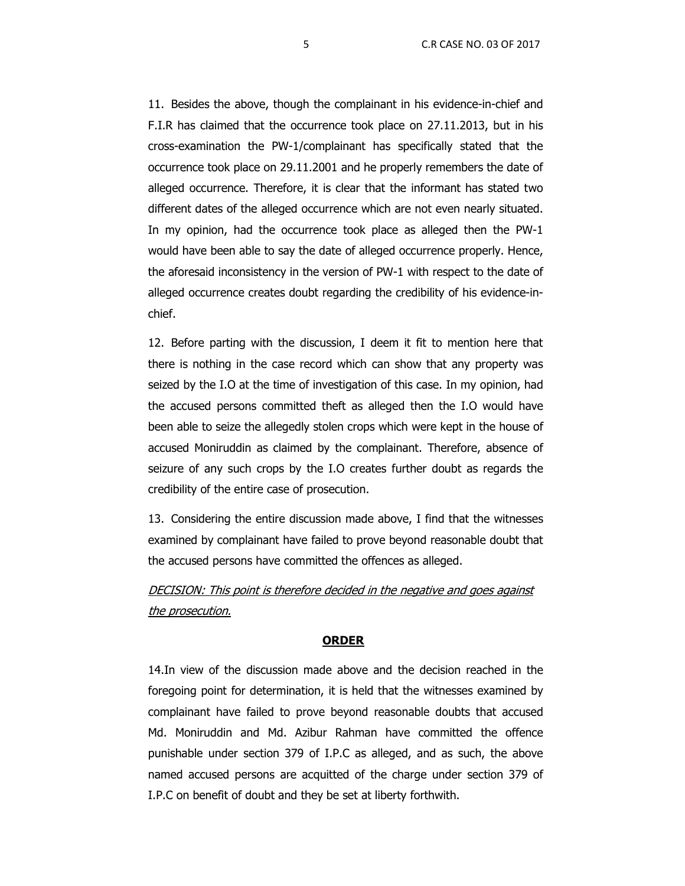11. Besides the above, though the complainant in his evidence-in-chief and F.I.R has claimed that the occurrence took place on 27.11.2013, but in his cross-examination the PW-1/complainant has specifically stated that the occurrence took place on 29.11.2001 and he properly remembers the date of alleged occurrence. Therefore, it is clear that the informant has stated two different dates of the alleged occurrence which are not even nearly situated. In my opinion, had the occurrence took place as alleged then the PW-1 would have been able to say the date of alleged occurrence properly. Hence, the aforesaid inconsistency in the version of PW-1 with respect to the date of alleged occurrence creates doubt regarding the credibility of his evidence-in-chief.

12. Before parting with the discussion, I deem it fit to mention here that there is nothing in the case record which can show that any property was seized by the I.O at the time of investigation of this case. In my opinion, had the accused persons committed theft as alleged then the I.O would have been able to seize the allegedly stolen crops which were kept in the house of accused Moniruddin as claimed by the complainant. Therefore, absence of seizure of any such crops by the I.O creates further doubt as regards the credibility of the entire case of prosecution.

13. Considering the entire discussion made above, I find that the witnesses examined by complainant have failed to prove beyond reasonable doubt that the accused persons have committed the offences as alleged.

*DECISION: This point is therefore decided in the negative and goes against the prosecution.*

## ORDER

14. In view of the discussion made above and the decision reached in the foregoing point for determination, it is held that the witnesses examined by complainant have failed to prove beyond reasonable doubts that accused Md. Moniruddin and Md. Azibur Rahman have committed the offence punishable under section 379 of I.P.C as alleged, and as such, the above named accused persons are acquitted of the charge under section 379 of I.P.C on benefit of doubt and they be set at liberty forthwith.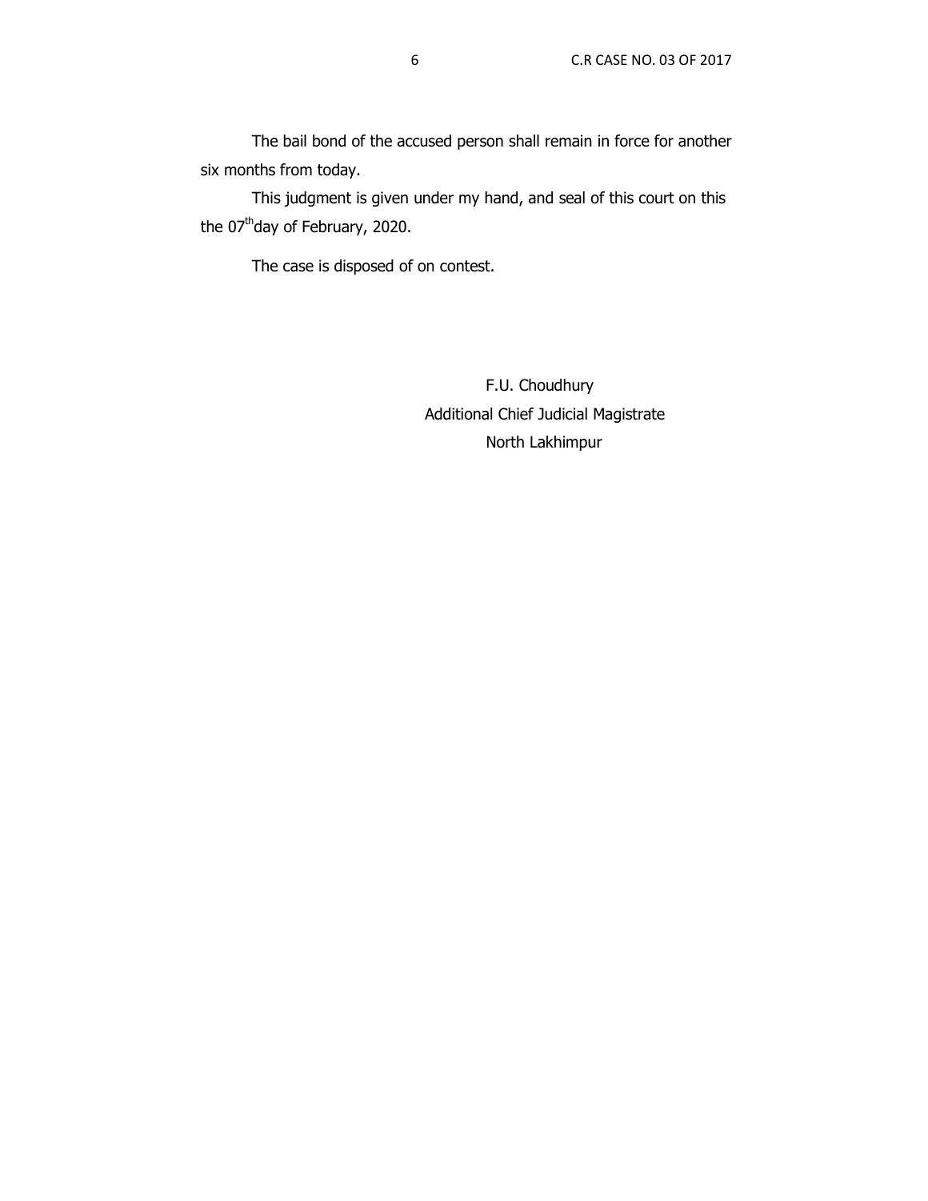The bail bond of the accused person shall remain in force for another six months from today.

This judgment is given under my hand, and seal of this court on this the 07th day of February, 2020.

The case is disposed of on contest.

F.U. Choudhury
Additional Chief Judicial Magistrate
North Lakhimpur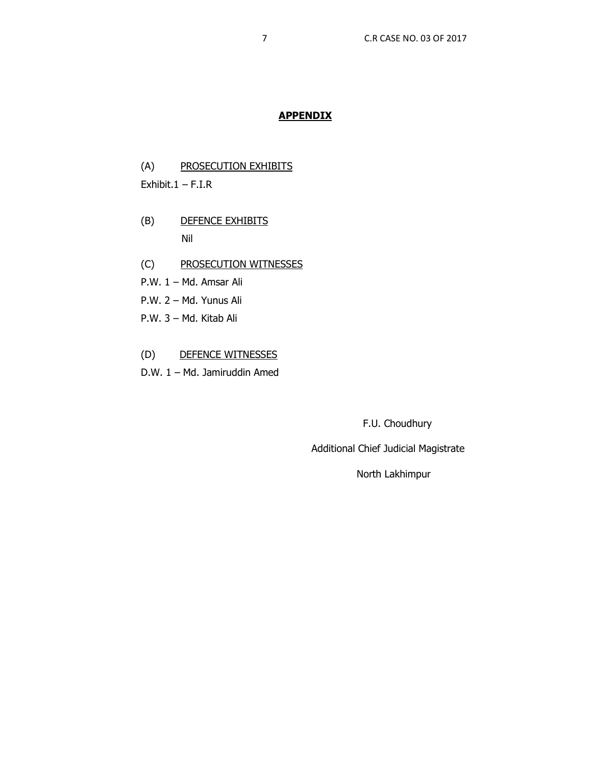## APPENDIX

(A) PROSECUTION EXHIBITS

Exhibit.1 – F.I.R

(B) DEFENCE EXHIBITS

Nil

(C) PROSECUTION WITNESSES

P.W. 1 – Md. Amsar Ali

P.W. 2 – Md. Yunus Ali

P.W. 3 – Md. Kitab Ali

(D) DEFENCE WITNESSES

D.W. 1 – Md. Jamiruddin Amed

F.U. Choudhury

Additional Chief Judicial Magistrate

North Lakhimpur